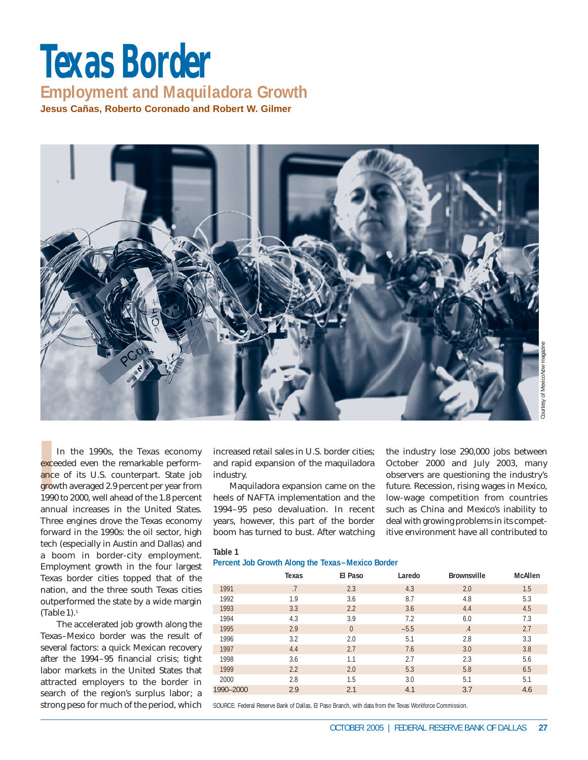# Texas Border

## Employment and Maquiladora Growth

**Jesus Cañas, Roberto Coronado and Robert W. Gilmer**

Courtesy of MexicoNow magazine

In the 1990s, the Texas economy exceeded even the remarkable performance of its U.S. counterpart. State job growth averaged 2.9 percent per year from 1990 to 2000, well ahead of the 1.8 percent annual increases in the United States. Three engines drove the Texas economy forward in the 1990s: the oil sector, high tech (especially in Austin and Dallas) and a boom in border-city employment. Employment growth in the four largest Texas border cities topped that of the nation, and the three south Texas cities outperformed the state by a wide margin (Table 1).[1]

The accelerated job growth along the Texas–Mexico border was the result of several factors: a quick Mexican recovery after the 1994–95 financial crisis; tight labor markets in the United States that attracted employers to the border in search of the region's surplus labor; a strong peso for much of the period, which increased retail sales in U.S. border cities; and rapid expansion of the maquiladora industry.

Maquiladora expansion came on the heels of NAFTA implementation and the 1994–95 peso devaluation. In recent years, however, this part of the border boom has turned to bust. After watching the industry lose 290,000 jobs between October 2000 and July 2003, many observers are questioning the industry's future. Recession, rising wages in Mexico, low-wage competition from countries such as China and Mexico's inability to deal with growing problems in its competitive environment have all contributed to

**Table 1**
**Percent Job Growth Along the Texas–Mexico Border**

| | Texas | El Paso | Laredo | Brownsville | McAllen |
|---|---|---|---|---|---|
| 1991 | .7 | 2.3 | 4.3 | 2.0 | 1.5 |
| 1992 | 1.9 | 3.6 | 8.7 | 4.8 | 5.3 |
| 1993 | 3.3 | 2.2 | 3.6 | 4.4 | 4.5 |
| 1994 | 4.3 | 3.9 | 7.2 | 6.0 | 7.3 |
| 1995 | 2.9 | 0 | –5.5 | .4 | 2.7 |
| 1996 | 3.2 | 2.0 | 5.1 | 2.8 | 3.3 |
| 1997 | 4.4 | 2.7 | 7.6 | 3.0 | 3.8 |
| 1998 | 3.6 | 1.1 | 2.7 | 2.3 | 5.6 |
| 1999 | 2.2 | 2.0 | 5.3 | 5.8 | 6.5 |
| 2000 | 2.8 | 1.5 | 3.0 | 5.1 | 5.1 |
| 1990–2000 | 2.9 | 2.1 | 4.1 | 3.7 | 4.6 |

SOURCE: Federal Reserve Bank of Dallas, El Paso Branch, with data from the Texas Workforce Commission.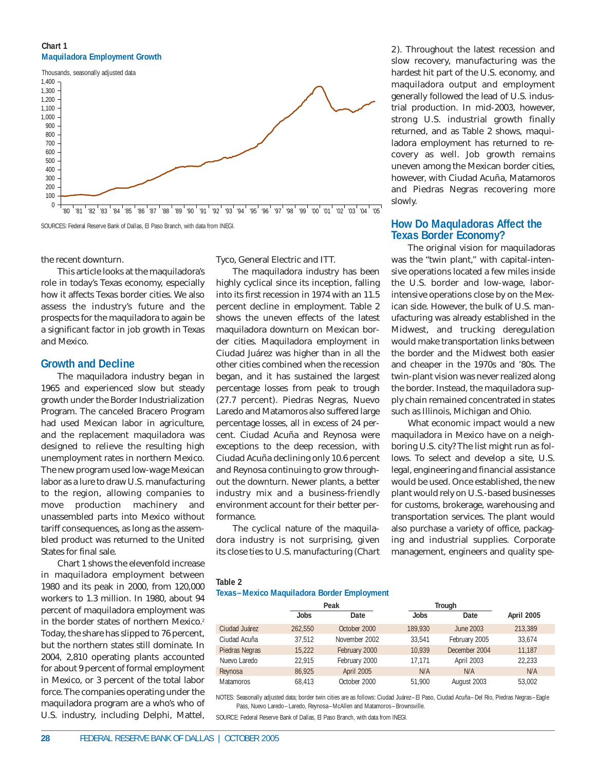**Chart 1**
**Maquiladora Employment Growth**

Thousands, seasonally adjusted data

SOURCES: Federal Reserve Bank of Dallas, El Paso Branch, with data from INEGI.

the recent downturn.

This article looks at the maquiladora's role in today's Texas economy, especially how it affects Texas border cities. We also assess the industry's future and the prospects for the maquiladora to again be a significant factor in job growth in Texas and Mexico.

## Growth and Decline

The maquiladora industry began in 1965 and experienced slow but steady growth under the Border Industrialization Program. The canceled Bracero Program had used Mexican labor in agriculture, and the replacement maquiladora was designed to relieve the resulting high unemployment rates in northern Mexico. The new program used low-wage Mexican labor as a lure to draw U.S. manufacturing to the region, allowing companies to move production machinery and unassembled parts into Mexico without tariff consequences, as long as the assembled product was returned to the United States for final sale.

Chart 1 shows the elevenfold increase in maquiladora employment between 1980 and its peak in 2000, from 120,000 workers to 1.3 million. In 1980, about 94 percent of maquiladora employment was in the border states of northern Mexico.[2] Today, the share has slipped to 76 percent, but the northern states still dominate. In 2004, 2,810 operating plants accounted for about 9 percent of formal employment in Mexico, or 3 percent of the total labor force. The companies operating under the maquiladora program are a who's who of U.S. industry, including Delphi, Mattel, Tyco, General Electric and ITT.

The maquiladora industry has been highly cyclical since its inception, falling into its first recession in 1974 with an 11.5 percent decline in employment. Table 2 shows the uneven effects of the latest maquiladora downturn on Mexican border cities. Maquiladora employment in Ciudad Juárez was higher than in all the other cities combined when the recession began, and it has sustained the largest percentage losses from peak to trough (27.7 percent). Piedras Negras, Nuevo Laredo and Matamoros also suffered large percentage losses, all in excess of 24 percent. Ciudad Acuña and Reynosa were exceptions to the deep recession, with Ciudad Acuña declining only 10.6 percent and Reynosa continuing to grow throughout the downturn. Newer plants, a better industry mix and a business-friendly environment account for their better performance.

The cyclical nature of the maquiladora industry is not surprising, given its close ties to U.S. manufacturing (Chart 2). Throughout the latest recession and slow recovery, manufacturing was the hardest hit part of the U.S. economy, and maquiladora output and employment generally followed the lead of U.S. industrial production. In mid-2003, however, strong U.S. industrial growth finally returned, and as Table 2 shows, maquiladora employment has returned to recovery as well. Job growth remains uneven among the Mexican border cities, however, with Ciudad Acuña, Matamoros and Piedras Negras recovering more slowly.

## How Do Maquladoras Affect the Texas Border Economy?

The original vision for maquiladoras was the "twin plant," with capital-intensive operations located a few miles inside the U.S. border and low-wage, labor-intensive operations close by on the Mexican side. However, the bulk of U.S. manufacturing was already established in the Midwest, and trucking deregulation would make transportation links between the border and the Midwest both easier and cheaper in the 1970s and '80s. The twin-plant vision was never realized along the border. Instead, the maquiladora supply chain remained concentrated in states such as Illinois, Michigan and Ohio.

What economic impact would a new maquiladora in Mexico have on a neighboring U.S. city? The list might run as follows. To select and develop a site, U.S. legal, engineering and financial assistance would be used. Once established, the new plant would rely on U.S.-based businesses for customs, brokerage, warehousing and transportation services. The plant would also purchase a variety of office, packaging and industrial supplies. Corporate management, engineers and quality spe-

**Table 2**
**Texas–Mexico Maquiladora Border Employment**

| | Peak | | Trough | | |
|---|---|---|---|---|---|
| | Jobs | Date | Jobs | Date | April 2005 |
| Ciudad Juárez | 262,550 | October 2000 | 189,930 | June 2003 | 213,389 |
| Ciudad Acuña | 37,512 | November 2002 | 33,541 | February 2005 | 33,674 |
| Piedras Negras | 15,222 | February 2000 | 10,939 | December 2004 | 11,187 |
| Nuevo Laredo | 22,915 | February 2000 | 17,171 | April 2003 | 22,233 |
| Reynosa | 86,925 | April 2005 | N/A | N/A | N/A |
| Matamoros | 68,413 | October 2000 | 51,900 | August 2003 | 53,002 |

NOTES: Seasonally adjusted data; border twin cities are as follows: Ciudad Juárez–El Paso, Ciudad Acuña–Del Rio, Piedras Negras–Eagle Pass, Nuevo Laredo–Laredo, Reynosa–McAllen and Matamoros–Brownsville.

SOURCE: Federal Reserve Bank of Dallas, El Paso Branch, with data from INEGI.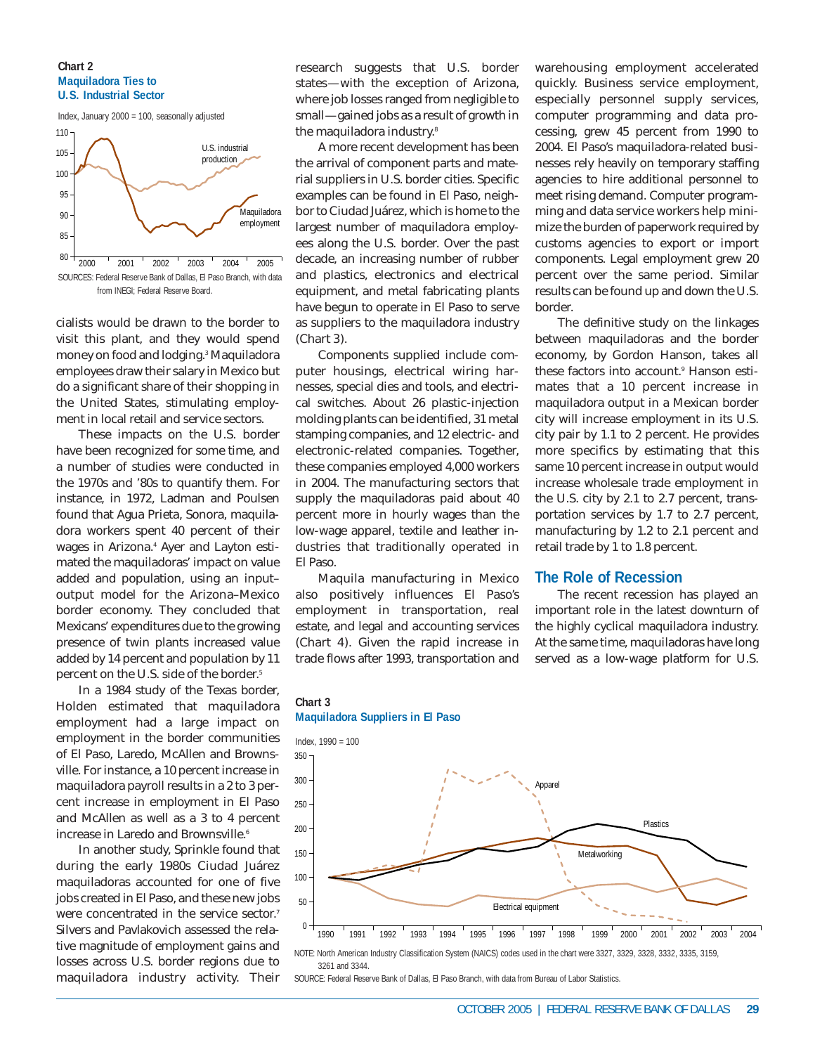**Chart 2**
**Maquiladora Ties to U.S. Industrial Sector**

Index, January 2000 = 100, seasonally adjusted

SOURCES: Federal Reserve Bank of Dallas, El Paso Branch, with data from INEGI; Federal Reserve Board.

cialists would be drawn to the border to visit this plant, and they would spend money on food and lodging.[3] Maquiladora employees draw their salary in Mexico but do a significant share of their shopping in the United States, stimulating employment in local retail and service sectors.

These impacts on the U.S. border have been recognized for some time, and a number of studies were conducted in the 1970s and '80s to quantify them. For instance, in 1972, Ladman and Poulsen found that Agua Prieta, Sonora, maquiladora workers spent 40 percent of their wages in Arizona.[4] Ayer and Layton estimated the maquiladoras' impact on value added and population, using an input–output model for the Arizona–Mexico border economy. They concluded that Mexicans' expenditures due to the growing presence of twin plants increased value added by 14 percent and population by 11 percent on the U.S. side of the border.[5]

In a 1984 study of the Texas border, Holden estimated that maquiladora employment had a large impact on employment in the border communities of El Paso, Laredo, McAllen and Brownsville. For instance, a 10 percent increase in maquiladora payroll results in a 2 to 3 percent increase in employment in El Paso and McAllen as well as a 3 to 4 percent increase in Laredo and Brownsville.[6]

In another study, Sprinkle found that during the early 1980s Ciudad Juárez maquiladoras accounted for one of five jobs created in El Paso, and these new jobs were concentrated in the service sector.[7] Silvers and Pavlakovich assessed the relative magnitude of employment gains and losses across U.S. border regions due to maquiladora industry activity. Their research suggests that U.S. border states—with the exception of Arizona, where job losses ranged from negligible to small—gained jobs as a result of growth in the maquiladora industry.[8]

A more recent development has been the arrival of component parts and material suppliers in U.S. border cities. Specific examples can be found in El Paso, neighbor to Ciudad Juárez, which is home to the largest number of maquiladora employees along the U.S. border. Over the past decade, an increasing number of rubber and plastics, electronics and electrical equipment, and metal fabricating plants have begun to operate in El Paso to serve as suppliers to the maquiladora industry (Chart 3).

Components supplied include computer housings, electrical wiring harnesses, special dies and tools, and electrical switches. About 26 plastic-injection molding plants can be identified, 31 metal stamping companies, and 12 electric- and electronic-related companies. Together, these companies employed 4,000 workers in 2004. The manufacturing sectors that supply the maquiladoras paid about 40 percent more in hourly wages than the low-wage apparel, textile and leather industries that traditionally operated in El Paso.

Maquila manufacturing in Mexico also positively influences El Paso's employment in transportation, real estate, and legal and accounting services (Chart 4). Given the rapid increase in trade flows after 1993, transportation and warehousing employment accelerated quickly. Business service employment, especially personnel supply services, computer programming and data processing, grew 45 percent from 1990 to 2004. El Paso's maquiladora-related businesses rely heavily on temporary staffing agencies to hire additional personnel to meet rising demand. Computer programming and data service workers help minimize the burden of paperwork required by customs agencies to export or import components. Legal employment grew 20 percent over the same period. Similar results can be found up and down the U.S. border.

The definitive study on the linkages between maquiladoras and the border economy, by Gordon Hanson, takes all these factors into account.[9] Hanson estimates that a 10 percent increase in maquiladora output in a Mexican border city will increase employment in its U.S. city pair by 1.1 to 2 percent. He provides more specifics by estimating that this same 10 percent increase in output would increase wholesale trade employment in the U.S. city by 2.1 to 2.7 percent, transportation services by 1.7 to 2.7 percent, manufacturing by 1.2 to 2.1 percent and retail trade by 1 to 1.8 percent.

## The Role of Recession

The recent recession has played an important role in the latest downturn of the highly cyclical maquiladora industry. At the same time, maquiladoras have long served as a low-wage platform for U.S.

**Chart 3**
**Maquiladora Suppliers in El Paso**

Index, 1990 = 100

NOTE: North American Industry Classification System (NAICS) codes used in the chart were 3327, 3329, 3328, 3332, 3335, 3159, 3261 and 3344.

SOURCE: Federal Reserve Bank of Dallas, El Paso Branch, with data from Bureau of Labor Statistics.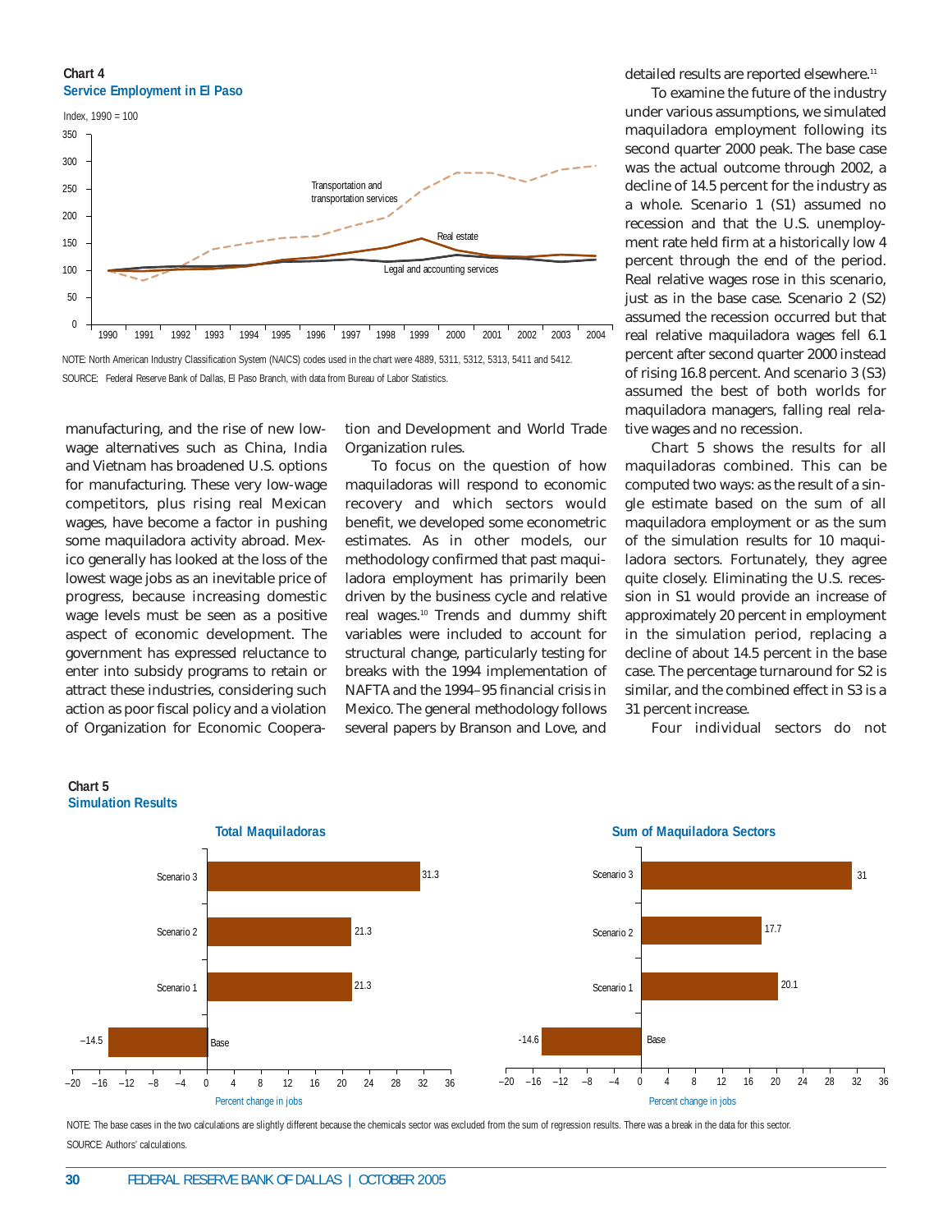**Chart 4**
**Service Employment in El Paso**

Index, 1990 = 100

NOTE: North American Industry Classification System (NAICS) codes used in the chart were 4889, 5311, 5312, 5313, 5411 and 5412.

SOURCE: Federal Reserve Bank of Dallas, El Paso Branch, with data from Bureau of Labor Statistics.

manufacturing, and the rise of new low-wage alternatives such as China, India and Vietnam has broadened U.S. options for manufacturing. These very low-wage competitors, plus rising real Mexican wages, have become a factor in pushing some maquiladora activity abroad. Mexico generally has looked at the loss of the lowest wage jobs as an inevitable price of progress, because increasing domestic wage levels must be seen as a positive aspect of economic development. The government has expressed reluctance to enter into subsidy programs to retain or attract these industries, considering such action as poor fiscal policy and a violation of Organization for Economic Cooperation and Development and World Trade Organization rules.

To focus on the question of how maquiladoras will respond to economic recovery and which sectors would benefit, we developed some econometric estimates. As in other models, our methodology confirmed that past maquiladora employment has primarily been driven by the business cycle and relative real wages.[10] Trends and dummy shift variables were included to account for structural change, particularly testing for breaks with the 1994 implementation of NAFTA and the 1994–95 financial crisis in Mexico. The general methodology follows several papers by Branson and Love, and detailed results are reported elsewhere.[11]

To examine the future of the industry under various assumptions, we simulated maquiladora employment following its second quarter 2000 peak. The base case was the actual outcome through 2002, a decline of 14.5 percent for the industry as a whole. Scenario 1 (S1) assumed no recession and that the U.S. unemployment rate held firm at a historically low 4 percent through the end of the period. Real relative wages rose in this scenario, just as in the base case. Scenario 2 (S2) assumed the recession occurred but that real relative maquiladora wages fell 6.1 percent after second quarter 2000 instead of rising 16.8 percent. And scenario 3 (S3) assumed the best of both worlds for maquiladora managers, falling real relative wages and no recession.

Chart 5 shows the results for all maquiladoras combined. This can be computed two ways: as the result of a single estimate based on the sum of all maquiladora employment or as the sum of the simulation results for 10 maquiladora sectors. Fortunately, they agree quite closely. Eliminating the U.S. recession in S1 would provide an increase of approximately 20 percent in employment in the simulation period, replacing a decline of about 14.5 percent in the base case. The percentage turnaround for S2 is similar, and the combined effect in S3 is a 31 percent increase.

Four individual sectors do not

**Chart 5**
**Simulation Results**

| | Total Maquiladoras (Percent change in jobs) | Sum of Maquiladora Sectors (Percent change in jobs) |
|---|---|---|
| Scenario 3 | 31.3 | 31 |
| Scenario 2 | 21.3 | 17.7 |
| Scenario 1 | 21.3 | 20.1 |
| Base | –14.5 | -14.6 |

NOTE: The base cases in the two calculations are slightly different because the chemicals sector was excluded from the sum of regression results. There was a break in the data for this sector.

SOURCE: Authors' calculations.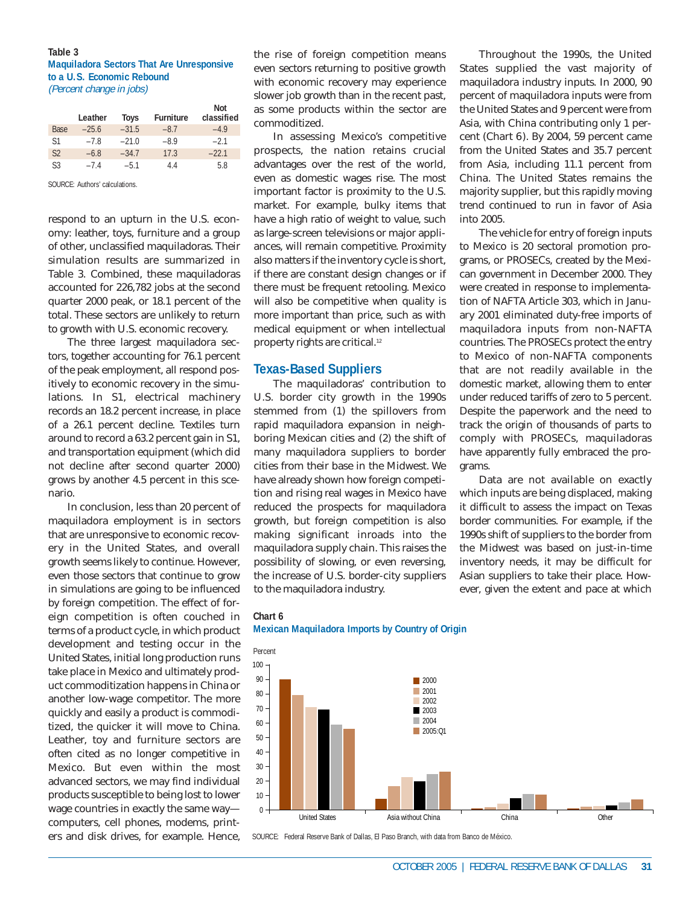**Table 3**
**Maquiladora Sectors That Are Unresponsive to a U.S. Economic Rebound**
*(Percent change in jobs)*

| | Leather | Toys | Furniture | Not classified |
|---|---|---|---|---|
| Base | –25.6 | –31.5 | –8.7 | –4.9 |
| S1 | –7.8 | –21.0 | –8.9 | –2.1 |
| S2 | –6.8 | –34.7 | 17.3 | –22.1 |
| S3 | –7.4 | –5.1 | 4.4 | 5.8 |

SOURCE: Authors' calculations.

respond to an upturn in the U.S. economy: leather, toys, furniture and a group of other, unclassified maquiladoras. Their simulation results are summarized in Table 3. Combined, these maquiladoras accounted for 226,782 jobs at the second quarter 2000 peak, or 18.1 percent of the total. These sectors are unlikely to return to growth with U.S. economic recovery.

The three largest maquiladora sectors, together accounting for 76.1 percent of the peak employment, all respond positively to economic recovery in the simulations. In S1, electrical machinery records an 18.2 percent increase, in place of a 26.1 percent decline. Textiles turn around to record a 63.2 percent gain in S1, and transportation equipment (which did not decline after second quarter 2000) grows by another 4.5 percent in this scenario.

In conclusion, less than 20 percent of maquiladora employment is in sectors that are unresponsive to economic recovery in the United States, and overall growth seems likely to continue. However, even those sectors that continue to grow in simulations are going to be influenced by foreign competition. The effect of foreign competition is often couched in terms of a product cycle, in which product development and testing occur in the United States, initial long production runs take place in Mexico and ultimately product commoditization happens in China or another low-wage competitor. The more quickly and easily a product is commoditized, the quicker it will move to China. Leather, toy and furniture sectors are often cited as no longer competitive in Mexico. But even within the most advanced sectors, we may find individual products susceptible to being lost to lower wage countries in exactly the same way—computers, cell phones, modems, printers and disk drives, for example. Hence, the rise of foreign competition means even sectors returning to positive growth with economic recovery may experience slower job growth than in the recent past, as some products within the sector are commoditized.

In assessing Mexico's competitive prospects, the nation retains crucial advantages over the rest of the world, even as domestic wages rise. The most important factor is proximity to the U.S. market. For example, bulky items that have a high ratio of weight to value, such as large-screen televisions or major appliances, will remain competitive. Proximity also matters if the inventory cycle is short, if there are constant design changes or if there must be frequent retooling. Mexico will also be competitive when quality is more important than price, such as with medical equipment or when intellectual property rights are critical.[12]

## Texas-Based Suppliers

The maquiladoras' contribution to U.S. border city growth in the 1990s stemmed from (1) the spillovers from rapid maquiladora expansion in neighboring Mexican cities and (2) the shift of many maquiladora suppliers to border cities from their base in the Midwest. We have already shown how foreign competition and rising real wages in Mexico have reduced the prospects for maquiladora growth, but foreign competition is also making significant inroads into the maquiladora supply chain. This raises the possibility of slowing, or even reversing, the increase of U.S. border-city suppliers to the maquiladora industry.

Throughout the 1990s, the United States supplied the vast majority of maquiladora industry inputs. In 2000, 90 percent of maquiladora inputs were from the United States and 9 percent were from Asia, with China contributing only 1 percent (Chart 6). By 2004, 59 percent came from the United States and 35.7 percent from Asia, including 11.1 percent from China. The United States remains the majority supplier, but this rapidly moving trend continued to run in favor of Asia into 2005.

The vehicle for entry of foreign inputs to Mexico is 20 sectoral promotion programs, or PROSECs, created by the Mexican government in December 2000. They were created in response to implementation of NAFTA Article 303, which in January 2001 eliminated duty-free imports of maquiladora inputs from non-NAFTA countries. The PROSECs protect the entry to Mexico of non-NAFTA components that are not readily available in the domestic market, allowing them to enter under reduced tariffs of zero to 5 percent. Despite the paperwork and the need to track the origin of thousands of parts to comply with PROSECs, maquiladoras have apparently fully embraced the programs.

Data are not available on exactly which inputs are being displaced, making it difficult to assess the impact on Texas border communities. For example, if the 1990s shift of suppliers to the border from the Midwest was based on just-in-time inventory needs, it may be difficult for Asian suppliers to take their place. However, given the extent and pace at which

**Chart 6**
**Mexican Maquiladora Imports by Country of Origin**

SOURCE: Federal Reserve Bank of Dallas, El Paso Branch, with data from Banco de México.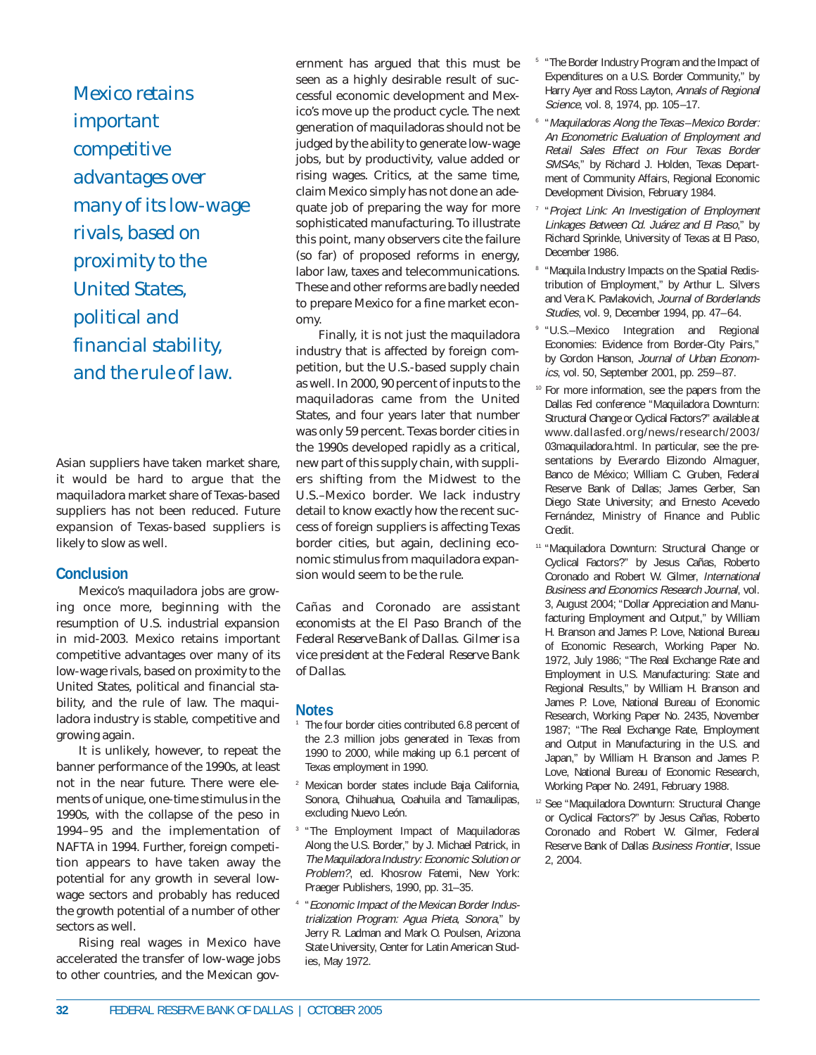*Mexico retains important competitive advantages over many of its low-wage rivals, based on proximity to the United States, political and financial stability, and the rule of law.*

Asian suppliers have taken market share, it would be hard to argue that the maquiladora market share of Texas-based suppliers has not been reduced. Future expansion of Texas-based suppliers is likely to slow as well.

## Conclusion

Mexico's maquiladora jobs are growing once more, beginning with the resumption of U.S. industrial expansion in mid-2003. Mexico retains important competitive advantages over many of its low-wage rivals, based on proximity to the United States, political and financial stability, and the rule of law. The maquiladora industry is stable, competitive and growing again.

It is unlikely, however, to repeat the banner performance of the 1990s, at least not in the near future. There were elements of unique, one-time stimulus in the 1990s, with the collapse of the peso in 1994–95 and the implementation of NAFTA in 1994. Further, foreign competition appears to have taken away the potential for any growth in several low-wage sectors and probably has reduced the growth potential of a number of other sectors as well.

Rising real wages in Mexico have accelerated the transfer of low-wage jobs to other countries, and the Mexican government has argued that this must be seen as a highly desirable result of successful economic development and Mexico's move up the product cycle. The next generation of maquiladoras should not be judged by the ability to generate low-wage jobs, but by productivity, value added or rising wages. Critics, at the same time, claim Mexico simply has not done an adequate job of preparing the way for more sophisticated manufacturing. To illustrate this point, many observers cite the failure (so far) of proposed reforms in energy, labor law, taxes and telecommunications. These and other reforms are badly needed to prepare Mexico for a fine market economy.

Finally, it is not just the maquiladora industry that is affected by foreign competition, but the U.S.-based supply chain as well. In 2000, 90 percent of inputs to the maquiladoras came from the United States, and four years later that number was only 59 percent. Texas border cities in the 1990s developed rapidly as a critical, new part of this supply chain, with suppliers shifting from the Midwest to the U.S.–Mexico border. We lack industry detail to know exactly how the recent success of foreign suppliers is affecting Texas border cities, but again, declining economic stimulus from maquiladora expansion would seem to be the rule.

*Cañas and Coronado are assistant economists at the El Paso Branch of the Federal Reserve Bank of Dallas. Gilmer is a vice president at the Federal Reserve Bank of Dallas.*

## Notes

1. The four border cities contributed 6.8 percent of the 2.3 million jobs generated in Texas from 1990 to 2000, while making up 6.1 percent of Texas employment in 1990.
2. Mexican border states include Baja California, Sonora, Chihuahua, Coahuila and Tamaulipas, excluding Nuevo León.
3. "The Employment Impact of Maquiladoras Along the U.S. Border," by J. Michael Patrick, in *The Maquiladora Industry: Economic Solution or Problem?*, ed. Khosrow Fatemi, New York: Praeger Publishers, 1990, pp. 31–35.
4. "*Economic Impact of the Mexican Border Industrialization Program: Agua Prieta, Sonora*," by Jerry R. Ladman and Mark O. Poulsen, Arizona State University, Center for Latin American Studies, May 1972.
5. "The Border Industry Program and the Impact of Expenditures on a U.S. Border Community," by Harry Ayer and Ross Layton, *Annals of Regional Science*, vol. 8, 1974, pp. 105–17.
6. "*Maquiladoras Along the Texas–Mexico Border: An Econometric Evaluation of Employment and Retail Sales Effect on Four Texas Border SMSAs*," by Richard J. Holden, Texas Department of Community Affairs, Regional Economic Development Division, February 1984.
7. "*Project Link: An Investigation of Employment Linkages Between Cd. Juárez and El Paso*," by Richard Sprinkle, University of Texas at El Paso, December 1986.
8. "Maquila Industry Impacts on the Spatial Redistribution of Employment," by Arthur L. Silvers and Vera K. Pavlakovich, *Journal of Borderlands Studies*, vol. 9, December 1994, pp. 47–64.
9. "U.S.–Mexico Integration and Regional Economies: Evidence from Border-City Pairs," by Gordon Hanson, *Journal of Urban Economics*, vol. 50, September 2001, pp. 259–87.
10. For more information, see the papers from the Dallas Fed conference "Maquiladora Downturn: Structural Change or Cyclical Factors?" available at www.dallasfed.org/news/research/2003/03maquiladora.html. In particular, see the presentations by Everardo Elizondo Almaguer, Banco de México; William C. Gruben, Federal Reserve Bank of Dallas; James Gerber, San Diego State University; and Ernesto Acevedo Fernández, Ministry of Finance and Public Credit.
11. "Maquiladora Downturn: Structural Change or Cyclical Factors?" by Jesus Cañas, Roberto Coronado and Robert W. Gilmer, *International Business and Economics Research Journal*, vol. 3, August 2004; "Dollar Appreciation and Manufacturing Employment and Output," by William H. Branson and James P. Love, National Bureau of Economic Research, Working Paper No. 1972, July 1986; "The Real Exchange Rate and Employment in U.S. Manufacturing: State and Regional Results," by William H. Branson and James P. Love, National Bureau of Economic Research, Working Paper No. 2435, November 1987; "The Real Exchange Rate, Employment and Output in Manufacturing in the U.S. and Japan," by William H. Branson and James P. Love, National Bureau of Economic Research, Working Paper No. 2491, February 1988.
12. See "Maquiladora Downturn: Structural Change or Cyclical Factors?" by Jesus Cañas, Roberto Coronado and Robert W. Gilmer, Federal Reserve Bank of Dallas *Business Frontier*, Issue 2, 2004.